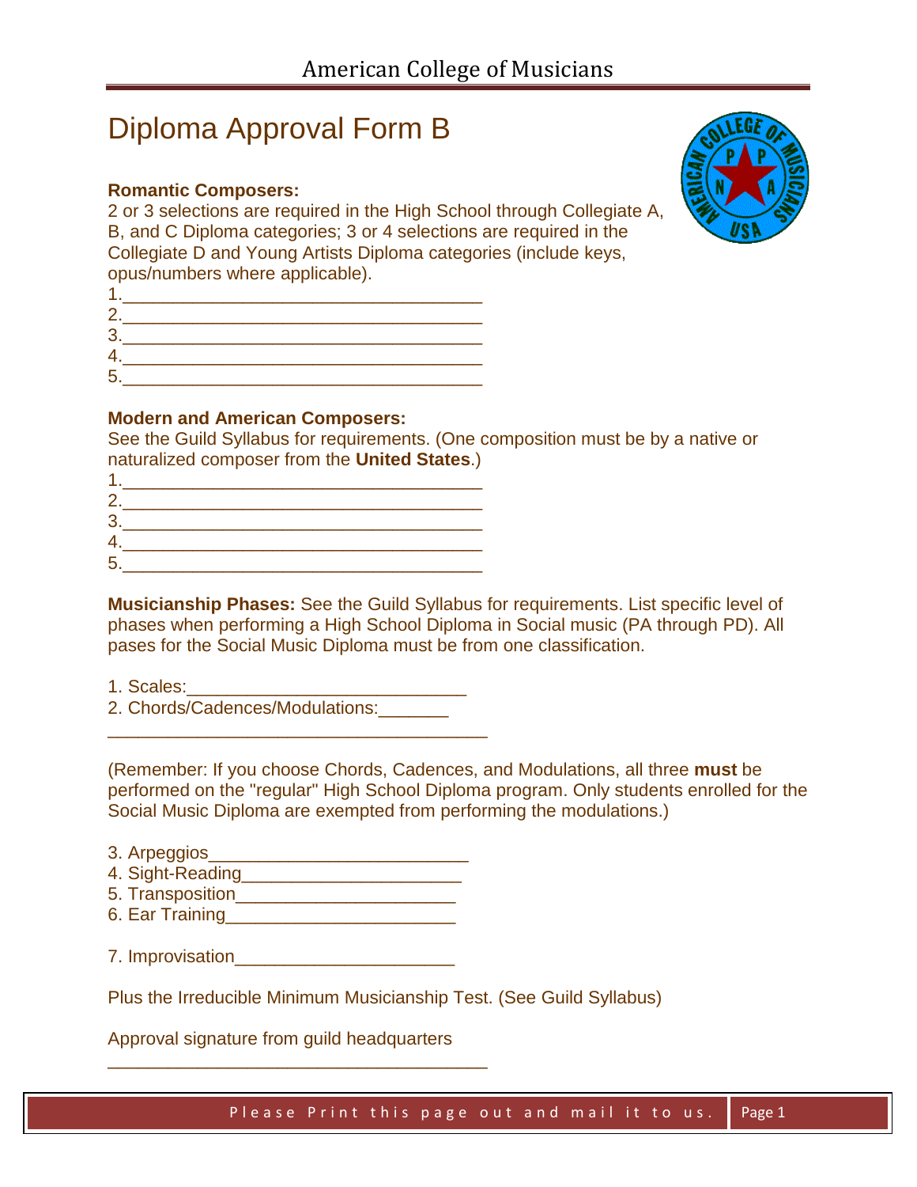American College of Musicians

# Diploma Approval Form B

**Romantic Composers:**
2 or 3 selections are required in the High School through Collegiate A, B, and C Diploma categories; 3 or 4 selections are required in the Collegiate D and Young Artists Diploma categories (include keys, opus/numbers where applicable).

1.____________________________________
2.____________________________________
3.____________________________________
4.____________________________________
5.____________________________________

**Modern and American Composers:**
See the Guild Syllabus for requirements. (One composition must be by a native or naturalized composer from the **United States**.)

1.____________________________________
2.____________________________________
3.____________________________________
4.____________________________________
5.____________________________________

**Musicianship Phases:** See the Guild Syllabus for requirements. List specific level of phases when performing a High School Diploma in Social music (PA through PD). All pases for the Social Music Diploma must be from one classification.

1. Scales:____________________________
2. Chords/Cadences/Modulations:_______
______________________________________

(Remember: If you choose Chords, Cadences, and Modulations, all three **must** be performed on the "regular" High School Diploma program. Only students enrolled for the Social Music Diploma are exempted from performing the modulations.)

3. Arpeggios__________________________
4. Sight-Reading______________________
5. Transposition______________________
6. Ear Training_______________________

7. Improvisation______________________

Plus the Irreducible Minimum Musicianship Test. (See Guild Syllabus)

Approval signature from guild headquarters
______________________________________

Please Print this page out and mail it to us.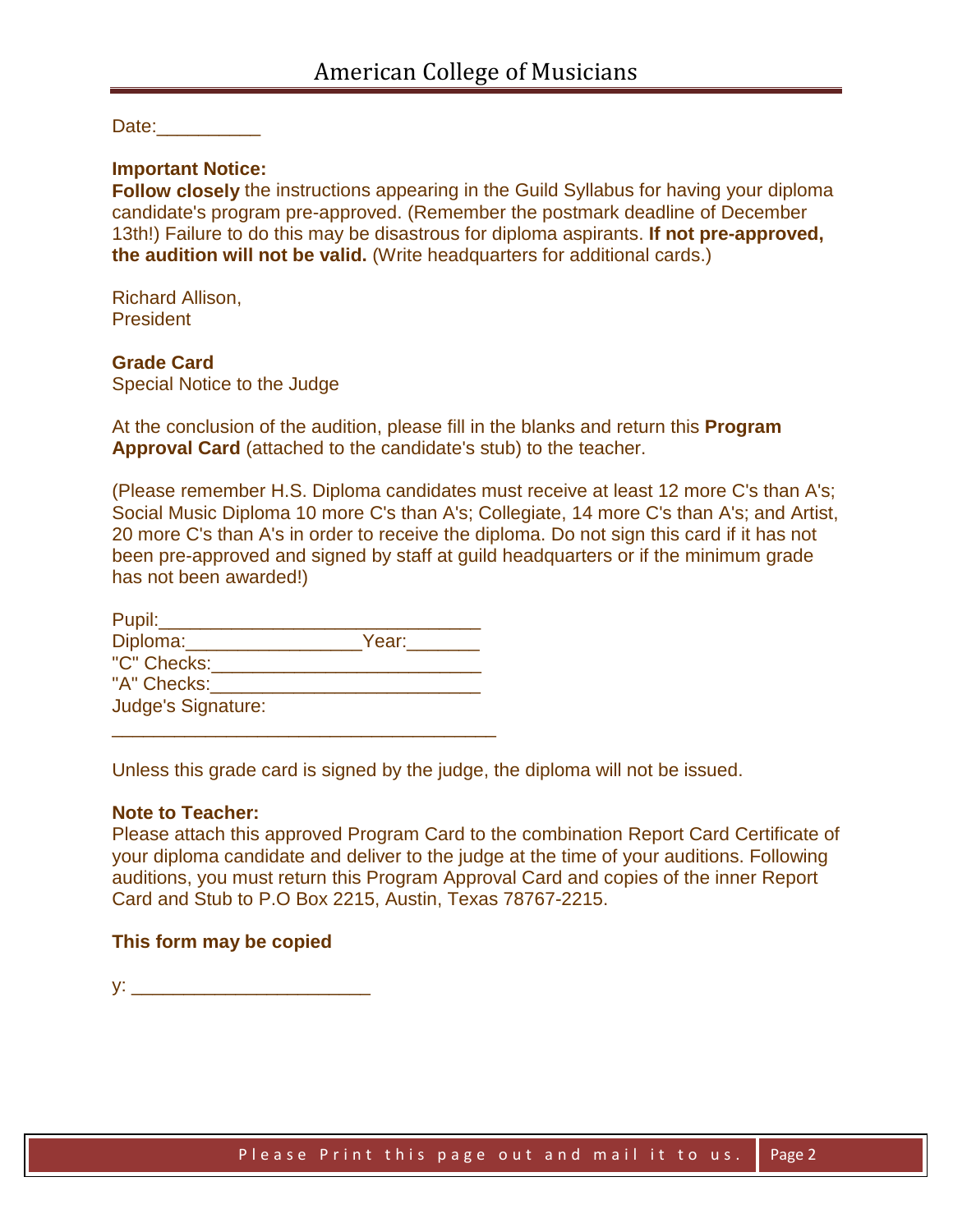# American College of Musicians

Date:__________

**Important Notice:**
**Follow closely** the instructions appearing in the Guild Syllabus for having your diploma candidate's program pre-approved. (Remember the postmark deadline of December 13th!) Failure to do this may be disastrous for diploma aspirants. **If not pre-approved, the audition will not be valid.** (Write headquarters for additional cards.)

Richard Allison,
President

**Grade Card**
Special Notice to the Judge

At the conclusion of the audition, please fill in the blanks and return this **Program Approval Card** (attached to the candidate's stub) to the teacher.

(Please remember H.S. Diploma candidates must receive at least 12 more C's than A's; Social Music Diploma 10 more C's than A's; Collegiate, 14 more C's than A's; and Artist, 20 more C's than A's in order to receive the diploma. Do not sign this card if it has not been pre-approved and signed by staff at guild headquarters or if the minimum grade has not been awarded!)

Pupil:_______________________________
Diploma:_________________Year:_______
"C" Checks:__________________________
"A" Checks:__________________________
Judge's Signature:
_____________________________________

Unless this grade card is signed by the judge, the diploma will not be issued.

**Note to Teacher:**
Please attach this approved Program Card to the combination Report Card Certificate of your diploma candidate and deliver to the judge at the time of your auditions. Following auditions, you must return this Program Approval Card and copies of the inner Report Card and Stub to P.O Box 2215, Austin, Texas 78767-2215.

**This form may be copied**

y: ______________________

Please Print this page out and mail it to us.